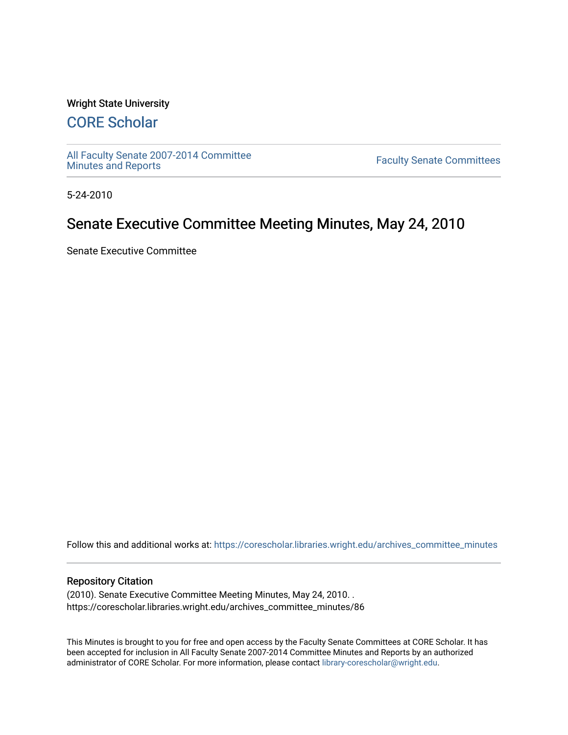Wright State University

# CORE Scholar

All Faculty Senate 2007-2014 Committee Minutes and Reports

Faculty Senate Committees

5-24-2010

## Senate Executive Committee Meeting Minutes, May 24, 2010

Senate Executive Committee

Follow this and additional works at: https://corescholar.libraries.wright.edu/archives_committee_minutes

### Repository Citation

(2010). Senate Executive Committee Meeting Minutes, May 24, 2010. . https://corescholar.libraries.wright.edu/archives_committee_minutes/86

This Minutes is brought to you for free and open access by the Faculty Senate Committees at CORE Scholar. It has been accepted for inclusion in All Faculty Senate 2007-2014 Committee Minutes and Reports by an authorized administrator of CORE Scholar. For more information, please contact library-corescholar@wright.edu.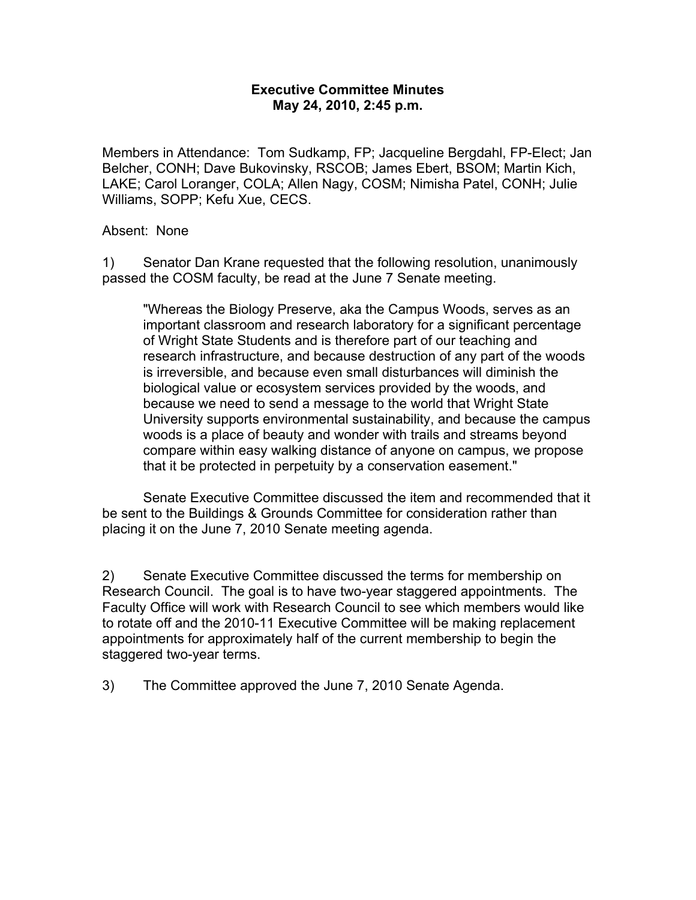**Executive Committee Minutes**
**May 24, 2010, 2:45 p.m.**

Members in Attendance: Tom Sudkamp, FP; Jacqueline Bergdahl, FP-Elect; Jan Belcher, CONH; Dave Bukovinsky, RSCOB; James Ebert, BSOM; Martin Kich, LAKE; Carol Loranger, COLA; Allen Nagy, COSM; Nimisha Patel, CONH; Julie Williams, SOPP; Kefu Xue, CECS.

Absent: None

1) Senator Dan Krane requested that the following resolution, unanimously passed the COSM faculty, be read at the June 7 Senate meeting.

> "Whereas the Biology Preserve, aka the Campus Woods, serves as an important classroom and research laboratory for a significant percentage of Wright State Students and is therefore part of our teaching and research infrastructure, and because destruction of any part of the woods is irreversible, and because even small disturbances will diminish the biological value or ecosystem services provided by the woods, and because we need to send a message to the world that Wright State University supports environmental sustainability, and because the campus woods is a place of beauty and wonder with trails and streams beyond compare within easy walking distance of anyone on campus, we propose that it be protected in perpetuity by a conservation easement."

Senate Executive Committee discussed the item and recommended that it be sent to the Buildings & Grounds Committee for consideration rather than placing it on the June 7, 2010 Senate meeting agenda.

2) Senate Executive Committee discussed the terms for membership on Research Council. The goal is to have two-year staggered appointments. The Faculty Office will work with Research Council to see which members would like to rotate off and the 2010-11 Executive Committee will be making replacement appointments for approximately half of the current membership to begin the staggered two-year terms.

3) The Committee approved the June 7, 2010 Senate Agenda.